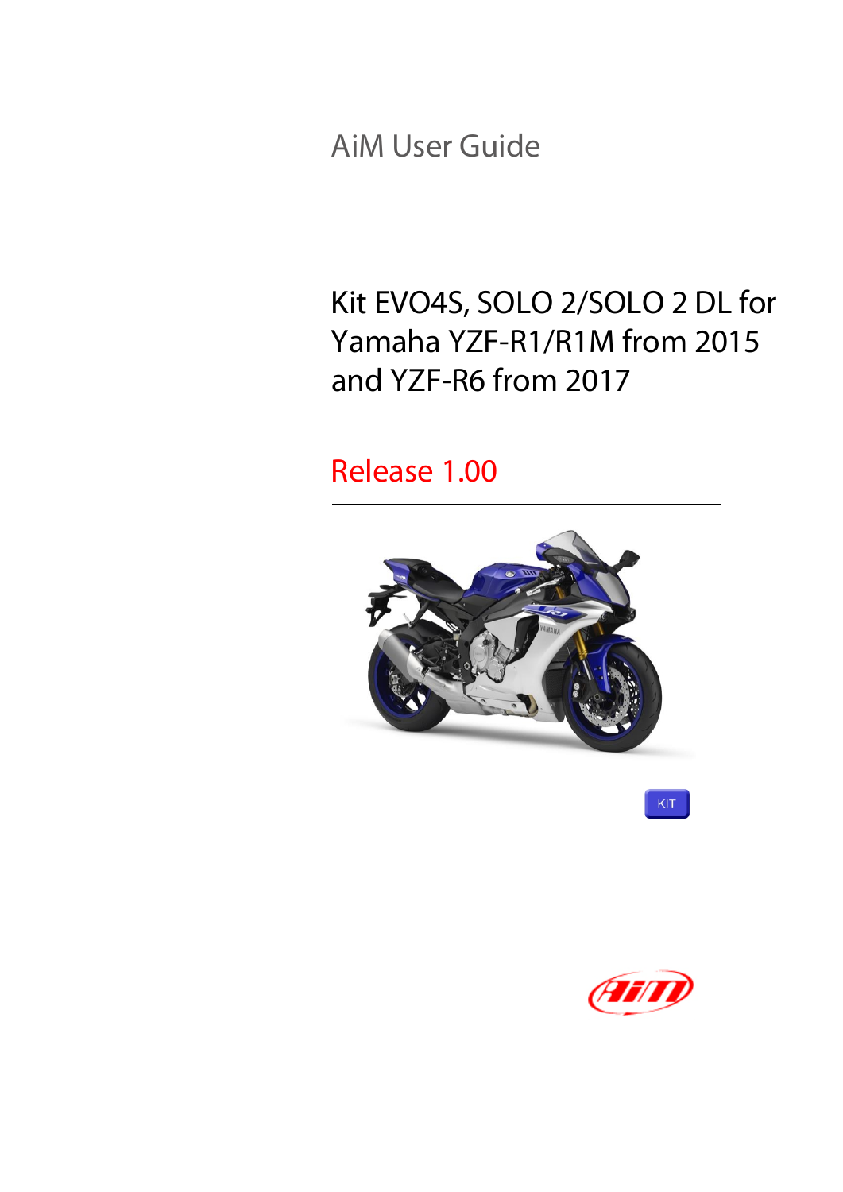AiM User Guide

# Kit EVO4S, SOLO 2/SOLO 2 DL for Yamaha YZF-R1/R1M from 2015 and YZF-R6 from 2017

## Release 1.00

KIT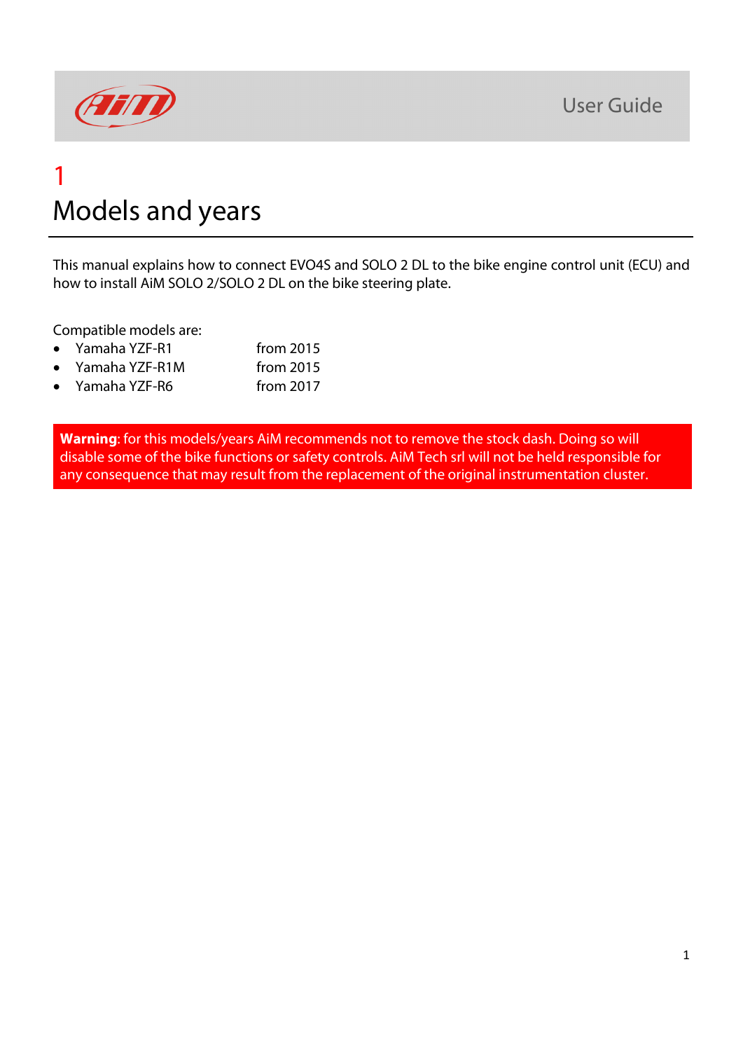# 1 Models and years

This manual explains how to connect EVO4S and SOLO 2 DL to the bike engine control unit (ECU) and how to install AiM SOLO 2/SOLO 2 DL on the bike steering plate.

Compatible models are:

- Yamaha YZF-R1 from 2015
- Yamaha YZF-R1M from 2015
- Yamaha YZF-R6 from 2017

**Warning**: for this models/years AiM recommends not to remove the stock dash. Doing so will disable some of the bike functions or safety controls. AiM Tech srl will not be held responsible for any consequence that may result from the replacement of the original instrumentation cluster.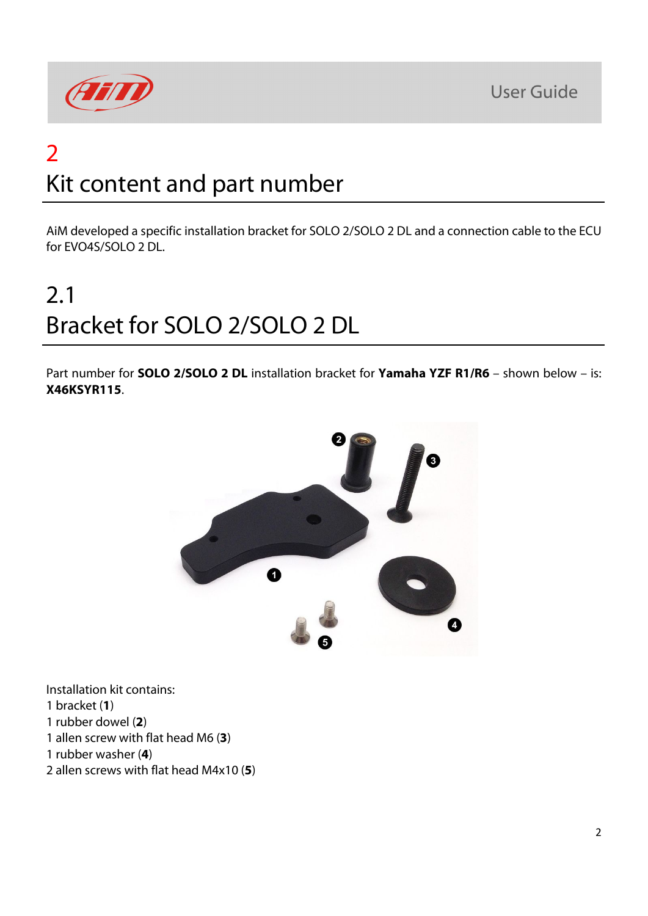# 2

# Kit content and part number

AiM developed a specific installation bracket for SOLO 2/SOLO 2 DL and a connection cable to the ECU for EVO4S/SOLO 2 DL.

## 2.1

## Bracket for SOLO 2/SOLO 2 DL

Part number for **SOLO 2/SOLO 2 DL** installation bracket for **Yamaha YZF R1/R6** – shown below – is: **X46KSYR115**.

Installation kit contains:
1 bracket (**1**)
1 rubber dowel (**2**)
1 allen screw with flat head M6 (**3**)
1 rubber washer (**4**)
2 allen screws with flat head M4x10 (**5**)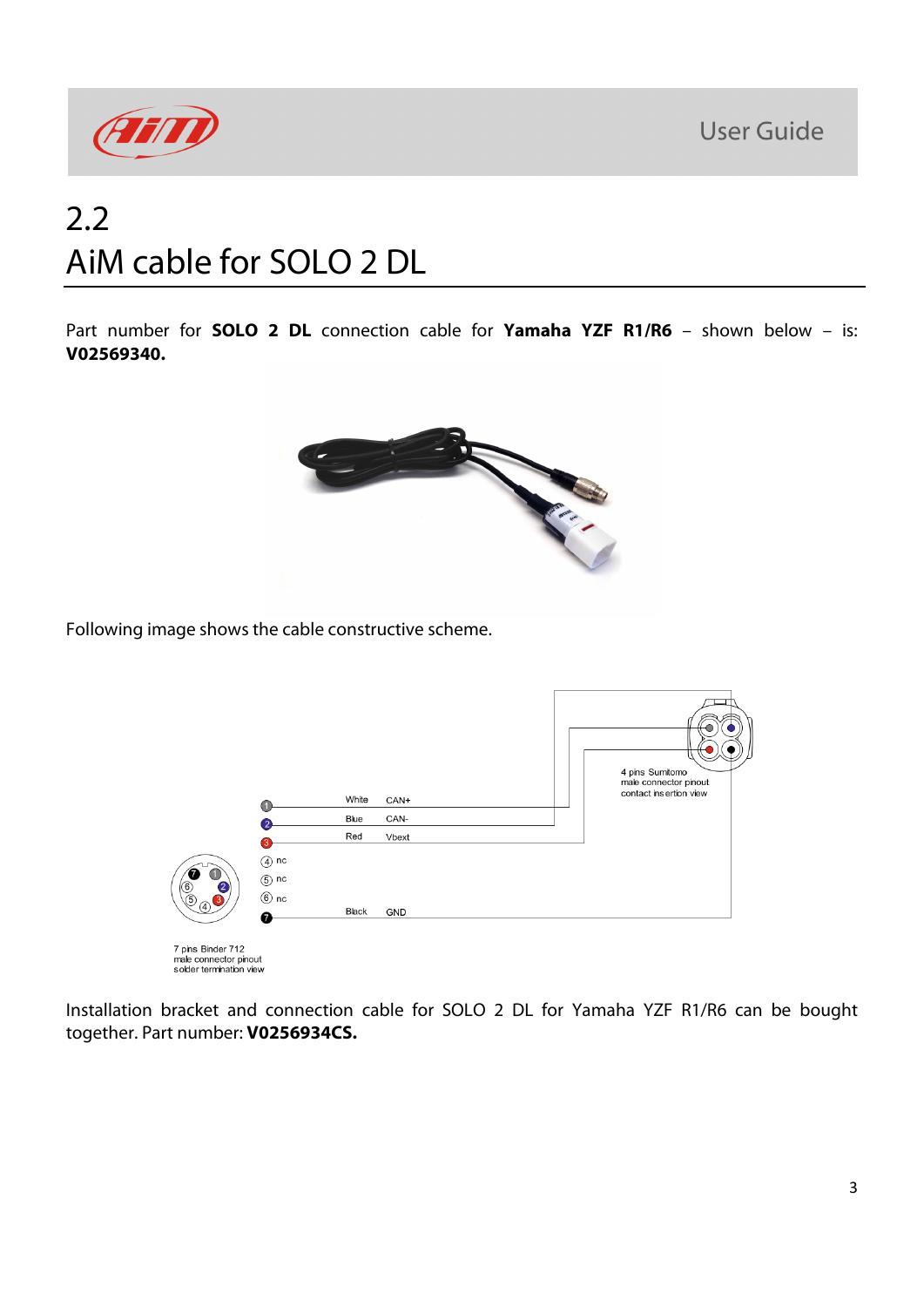# 2.2
# AiM cable for SOLO 2 DL

Part number for **SOLO 2 DL** connection cable for **Yamaha YZF R1/R6** – shown below – is: **V02569340.**

Following image shows the cable constructive scheme.

| Pin (7 pins Binder 712) | Wire colour | Signal |
|---|---|---|
| 1 | White | CAN+ |
| 2 | Blue | CAN- |
| 3 | Red | Vbext |
| 4 | | nc |
| 5 | | nc |
| 6 | | nc |
| 7 | Black | GND |

7 pins Binder 712 male connector pinout solder termination view

4 pins Sumitomo male connector pinout contact insertion view

Installation bracket and connection cable for SOLO 2 DL for Yamaha YZF R1/R6 can be bought together. Part number: **V0256934CS.**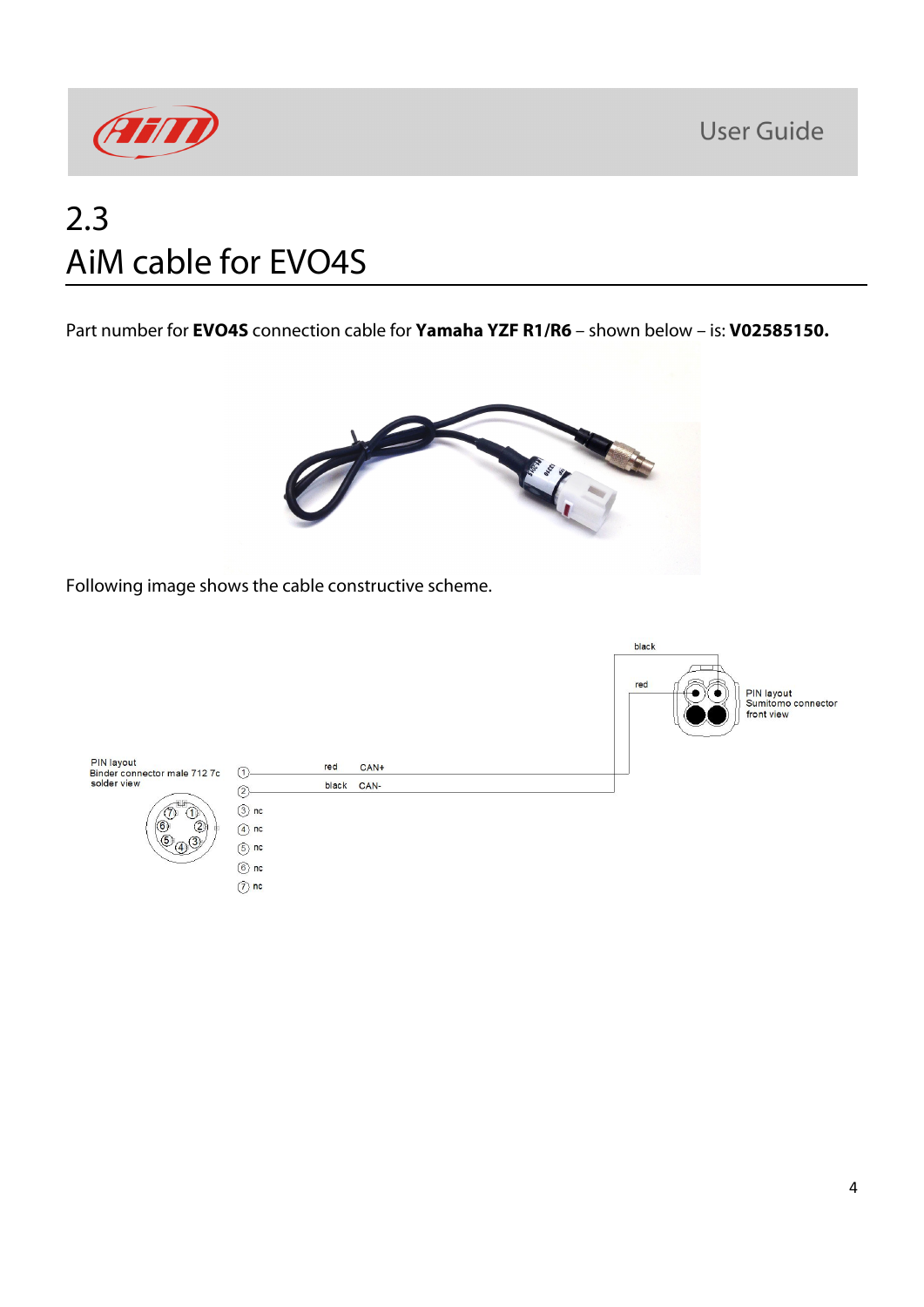# 2.3 AiM cable for EVO4S

Part number for **EVO4S** connection cable for **Yamaha YZF R1/R6** – shown below – is: **V02585150.**

Following image shows the cable constructive scheme.

PIN layout
Binder connector male 712 7c
solder view

| Pin | Wire color | Signal |
|---|---|---|
| 1 | red | CAN+ |
| 2 | black | CAN- |
| 3 | | nc |
| 4 | | nc |
| 5 | | nc |
| 6 | | nc |
| 7 | | nc |

PIN layout
Sumitomo connector
front view

black

red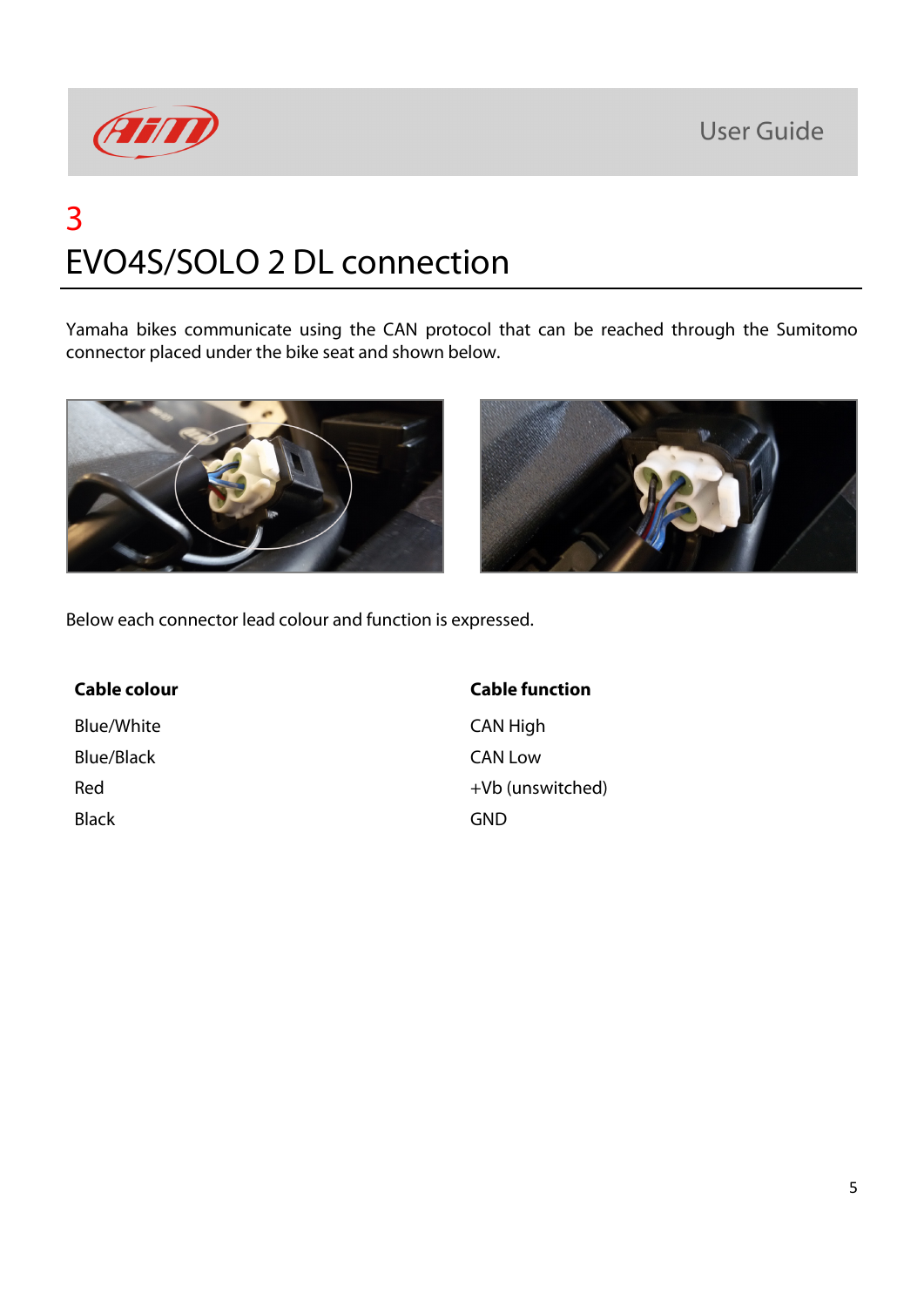# 3 EVO4S/SOLO 2 DL connection

Yamaha bikes communicate using the CAN protocol that can be reached through the Sumitomo connector placed under the bike seat and shown below.

Below each connector lead colour and function is expressed.

| Cable colour | Cable function |
|---|---|
| Blue/White | CAN High |
| Blue/Black | CAN Low |
| Red | +Vb (unswitched) |
| Black | GND |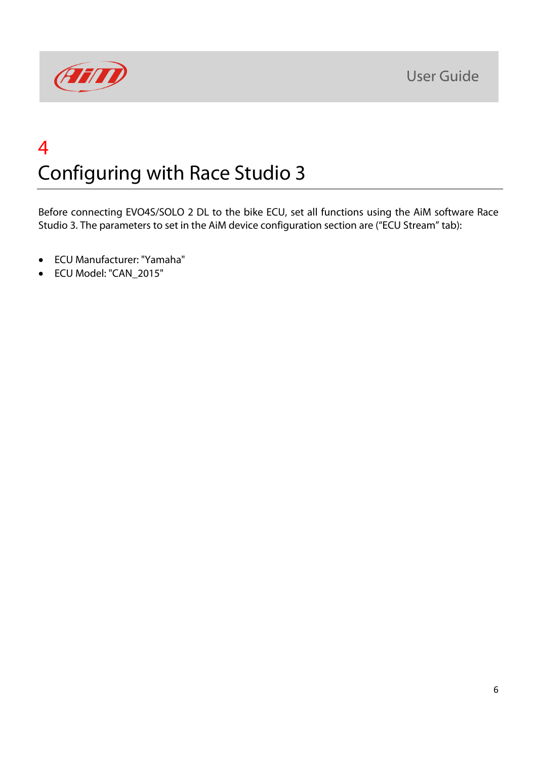# 4 Configuring with Race Studio 3

Before connecting EVO4S/SOLO 2 DL to the bike ECU, set all functions using the AiM software Race Studio 3. The parameters to set in the AiM device configuration section are ("ECU Stream" tab):

- ECU Manufacturer: "Yamaha"
- ECU Model: "CAN_2015"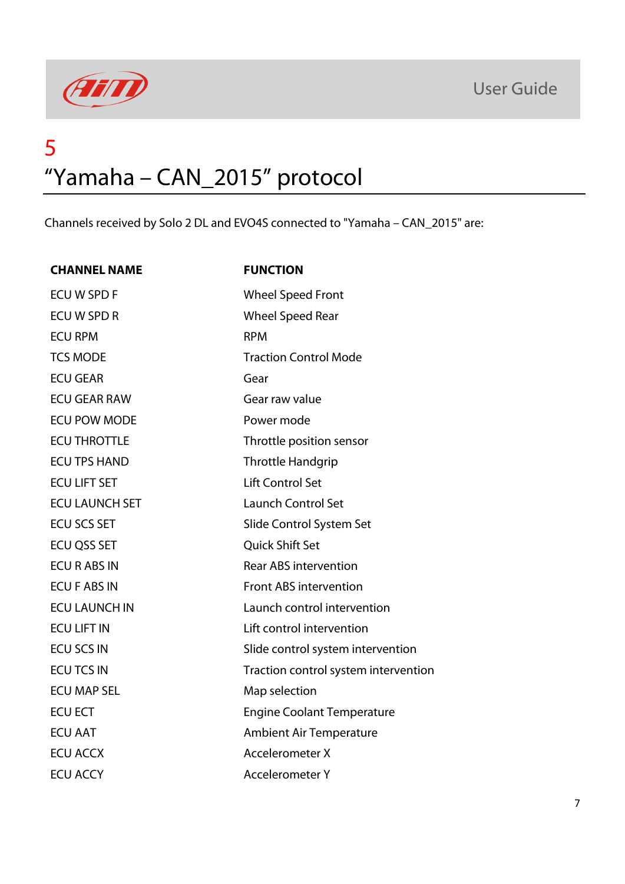# 5

# "Yamaha – CAN_2015" protocol

Channels received by Solo 2 DL and EVO4S connected to "Yamaha – CAN_2015" are:

| CHANNEL NAME | FUNCTION |
|---|---|
| ECU W SPD F | Wheel Speed Front |
| ECU W SPD R | Wheel Speed Rear |
| ECU RPM | RPM |
| TCS MODE | Traction Control Mode |
| ECU GEAR | Gear |
| ECU GEAR RAW | Gear raw value |
| ECU POW MODE | Power mode |
| ECU THROTTLE | Throttle position sensor |
| ECU TPS HAND | Throttle Handgrip |
| ECU LIFT SET | Lift Control Set |
| ECU LAUNCH SET | Launch Control Set |
| ECU SCS SET | Slide Control System Set |
| ECU QSS SET | Quick Shift Set |
| ECU R ABS IN | Rear ABS intervention |
| ECU F ABS IN | Front ABS intervention |
| ECU LAUNCH IN | Launch control intervention |
| ECU LIFT IN | Lift control intervention |
| ECU SCS IN | Slide control system intervention |
| ECU TCS IN | Traction control system intervention |
| ECU MAP SEL | Map selection |
| ECU ECT | Engine Coolant Temperature |
| ECU AAT | Ambient Air Temperature |
| ECU ACCX | Accelerometer X |
| ECU ACCY | Accelerometer Y |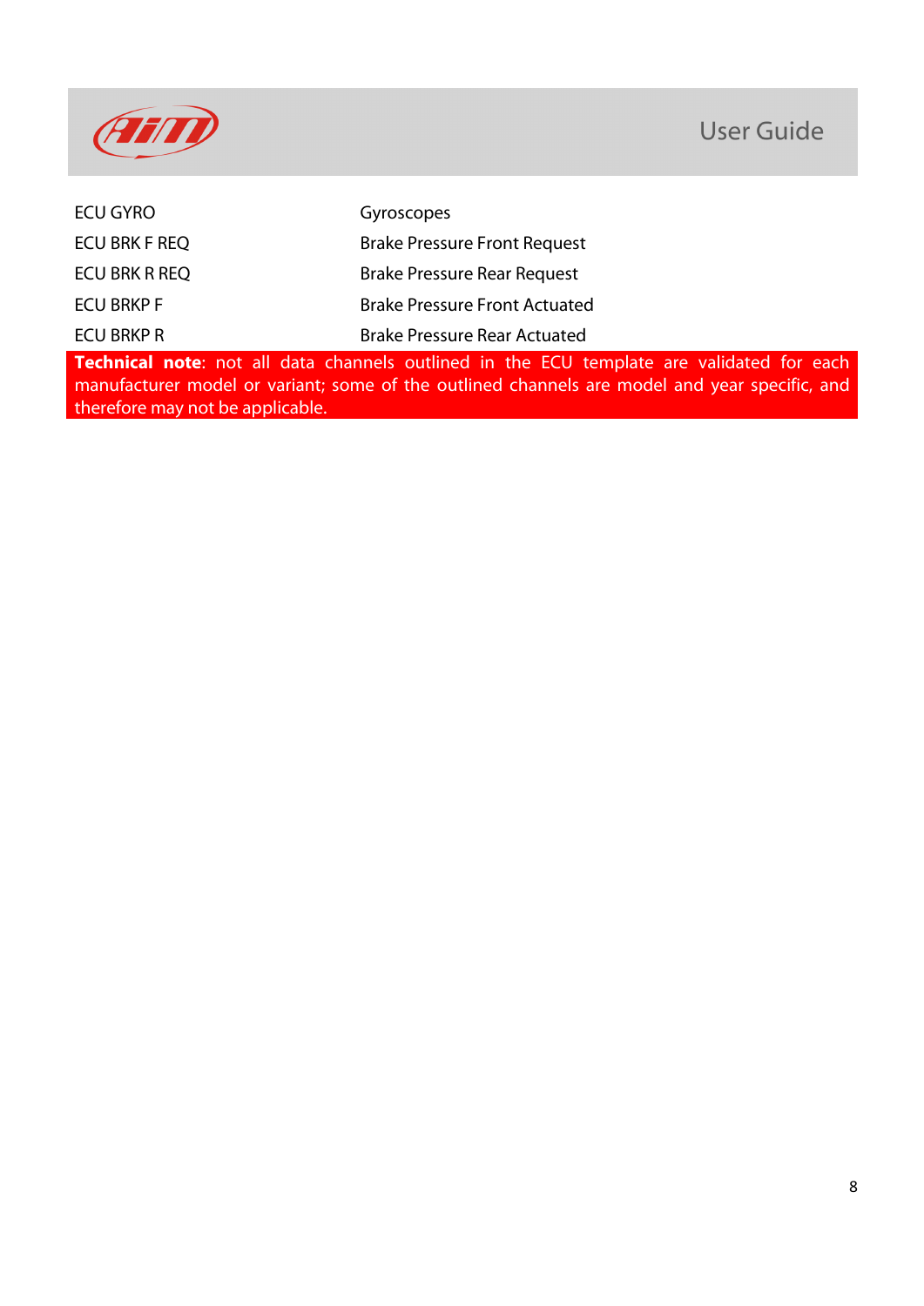| | |
|---|---|
| ECU GYRO | Gyroscopes |
| ECU BRK F REQ | Brake Pressure Front Request |
| ECU BRK R REQ | Brake Pressure Rear Request |
| ECU BRKP F | Brake Pressure Front Actuated |
| ECU BRKP R | Brake Pressure Rear Actuated |

**Technical note**: not all data channels outlined in the ECU template are validated for each manufacturer model or variant; some of the outlined channels are model and year specific, and therefore may not be applicable.